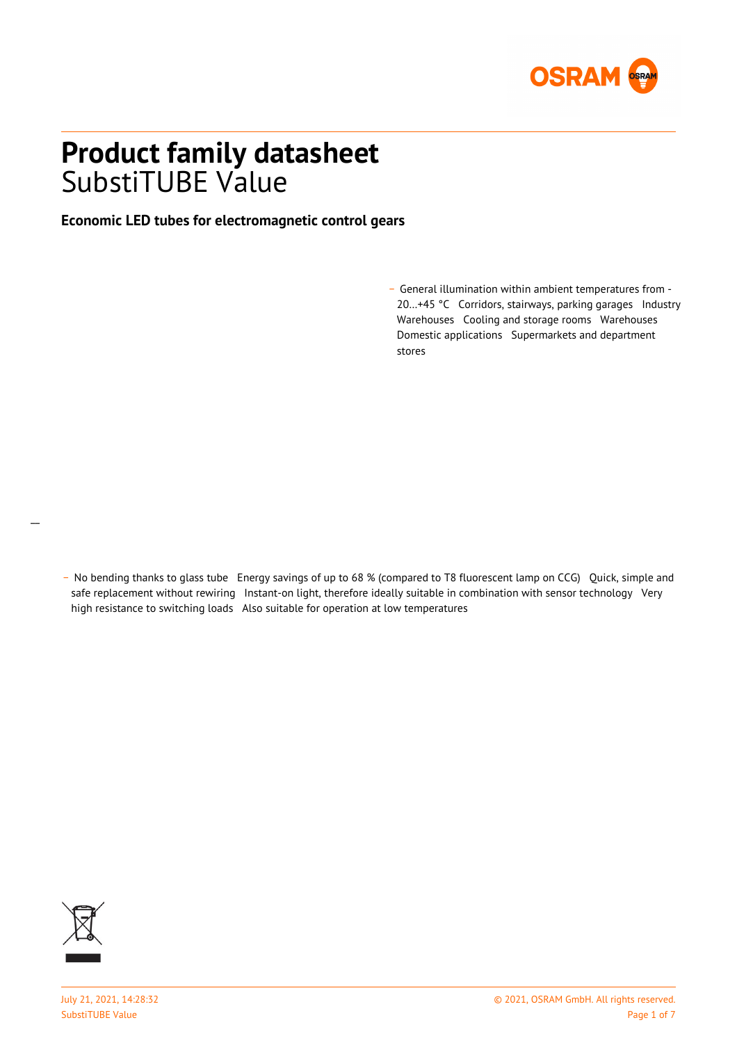# Product family datasheet

SubstiTUBE Value

**Economic LED tubes for electromagnetic control gears**

- General illumination within ambient temperatures from -20…+45 °C Corridors, stairways, parking garages Industry Warehouses Cooling and storage rooms Warehouses Domestic applications Supermarkets and department stores

- No bending thanks to glass tube Energy savings of up to 68 % (compared to T8 fluorescent lamp on CCG) Quick, simple and safe replacement without rewiring Instant-on light, therefore ideally suitable in combination with sensor technology Very high resistance to switching loads Also suitable for operation at low temperatures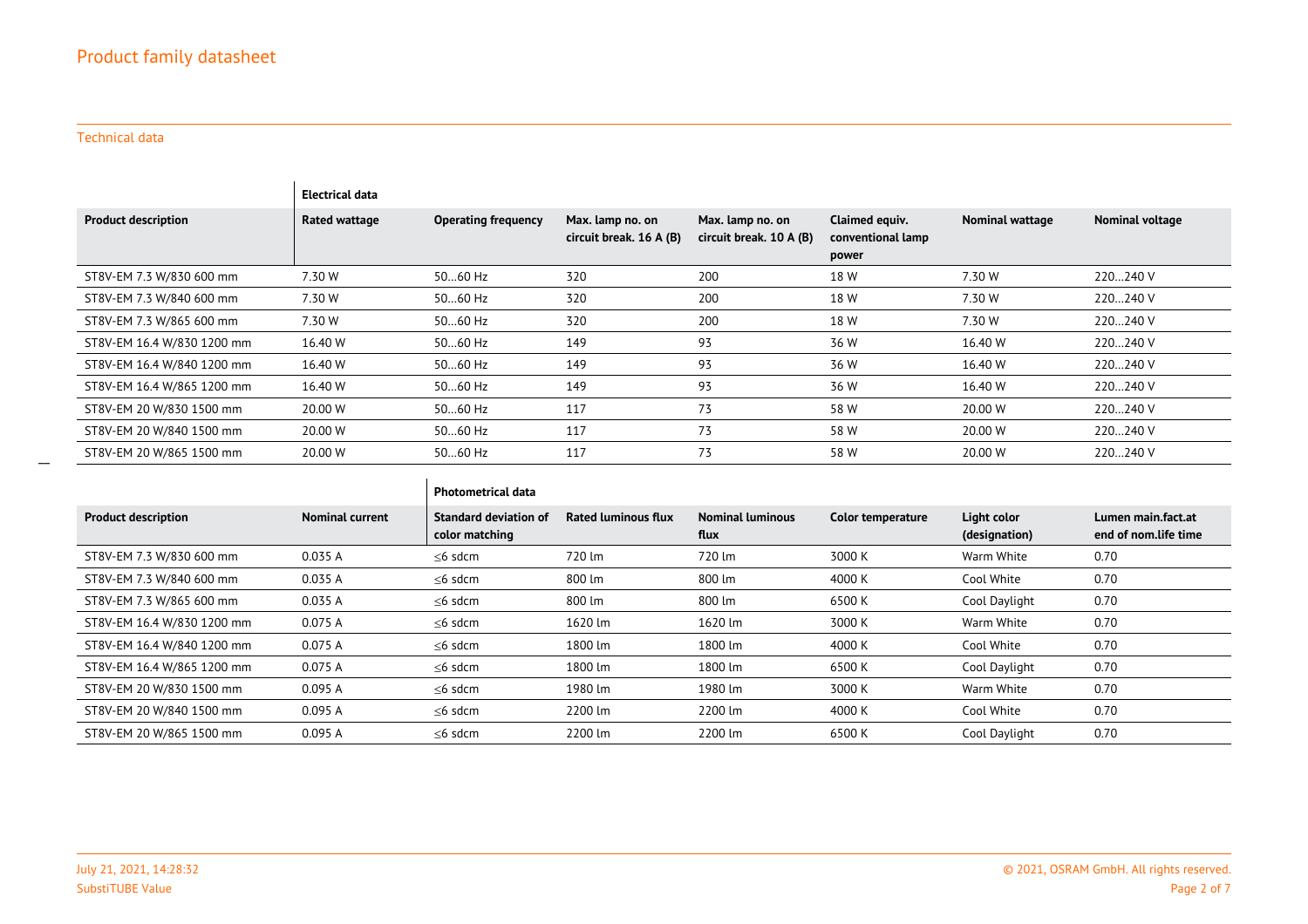## Technical data

| | Electrical data | | | | | | |
|---|---|---|---|---|---|---|---|
| **Product description** | **Rated wattage** | **Operating frequency** | **Max. lamp no. on circuit break. 16 A (B)** | **Max. lamp no. on circuit break. 10 A (B)** | **Claimed equiv. conventional lamp power** | **Nominal wattage** | **Nominal voltage** |
| ST8V-EM 7.3 W/830 600 mm | 7.30 W | 50…60 Hz | 320 | 200 | 18 W | 7.30 W | 220…240 V |
| ST8V-EM 7.3 W/840 600 mm | 7.30 W | 50…60 Hz | 320 | 200 | 18 W | 7.30 W | 220…240 V |
| ST8V-EM 7.3 W/865 600 mm | 7.30 W | 50…60 Hz | 320 | 200 | 18 W | 7.30 W | 220…240 V |
| ST8V-EM 16.4 W/830 1200 mm | 16.40 W | 50…60 Hz | 149 | 93 | 36 W | 16.40 W | 220…240 V |
| ST8V-EM 16.4 W/840 1200 mm | 16.40 W | 50…60 Hz | 149 | 93 | 36 W | 16.40 W | 220…240 V |
| ST8V-EM 16.4 W/865 1200 mm | 16.40 W | 50…60 Hz | 149 | 93 | 36 W | 16.40 W | 220…240 V |
| ST8V-EM 20 W/830 1500 mm | 20.00 W | 50…60 Hz | 117 | 73 | 58 W | 20.00 W | 220…240 V |
| ST8V-EM 20 W/840 1500 mm | 20.00 W | 50…60 Hz | 117 | 73 | 58 W | 20.00 W | 220…240 V |
| ST8V-EM 20 W/865 1500 mm | 20.00 W | 50…60 Hz | 117 | 73 | 58 W | 20.00 W | 220…240 V |

| | | Photometrical data | | | | | |
|---|---|---|---|---|---|---|---|
| **Product description** | **Nominal current** | **Standard deviation of color matching** | **Rated luminous flux** | **Nominal luminous flux** | **Color temperature** | **Light color (designation)** | **Lumen main.fact.at end of nom.life time** |
| ST8V-EM 7.3 W/830 600 mm | 0.035 A | ≤6 sdcm | 720 lm | 720 lm | 3000 K | Warm White | 0.70 |
| ST8V-EM 7.3 W/840 600 mm | 0.035 A | ≤6 sdcm | 800 lm | 800 lm | 4000 K | Cool White | 0.70 |
| ST8V-EM 7.3 W/865 600 mm | 0.035 A | ≤6 sdcm | 800 lm | 800 lm | 6500 K | Cool Daylight | 0.70 |
| ST8V-EM 16.4 W/830 1200 mm | 0.075 A | ≤6 sdcm | 1620 lm | 1620 lm | 3000 K | Warm White | 0.70 |
| ST8V-EM 16.4 W/840 1200 mm | 0.075 A | ≤6 sdcm | 1800 lm | 1800 lm | 4000 K | Cool White | 0.70 |
| ST8V-EM 16.4 W/865 1200 mm | 0.075 A | ≤6 sdcm | 1800 lm | 1800 lm | 6500 K | Cool Daylight | 0.70 |
| ST8V-EM 20 W/830 1500 mm | 0.095 A | ≤6 sdcm | 1980 lm | 1980 lm | 3000 K | Warm White | 0.70 |
| ST8V-EM 20 W/840 1500 mm | 0.095 A | ≤6 sdcm | 2200 lm | 2200 lm | 4000 K | Cool White | 0.70 |
| ST8V-EM 20 W/865 1500 mm | 0.095 A | ≤6 sdcm | 2200 lm | 2200 lm | 6500 K | Cool Daylight | 0.70 |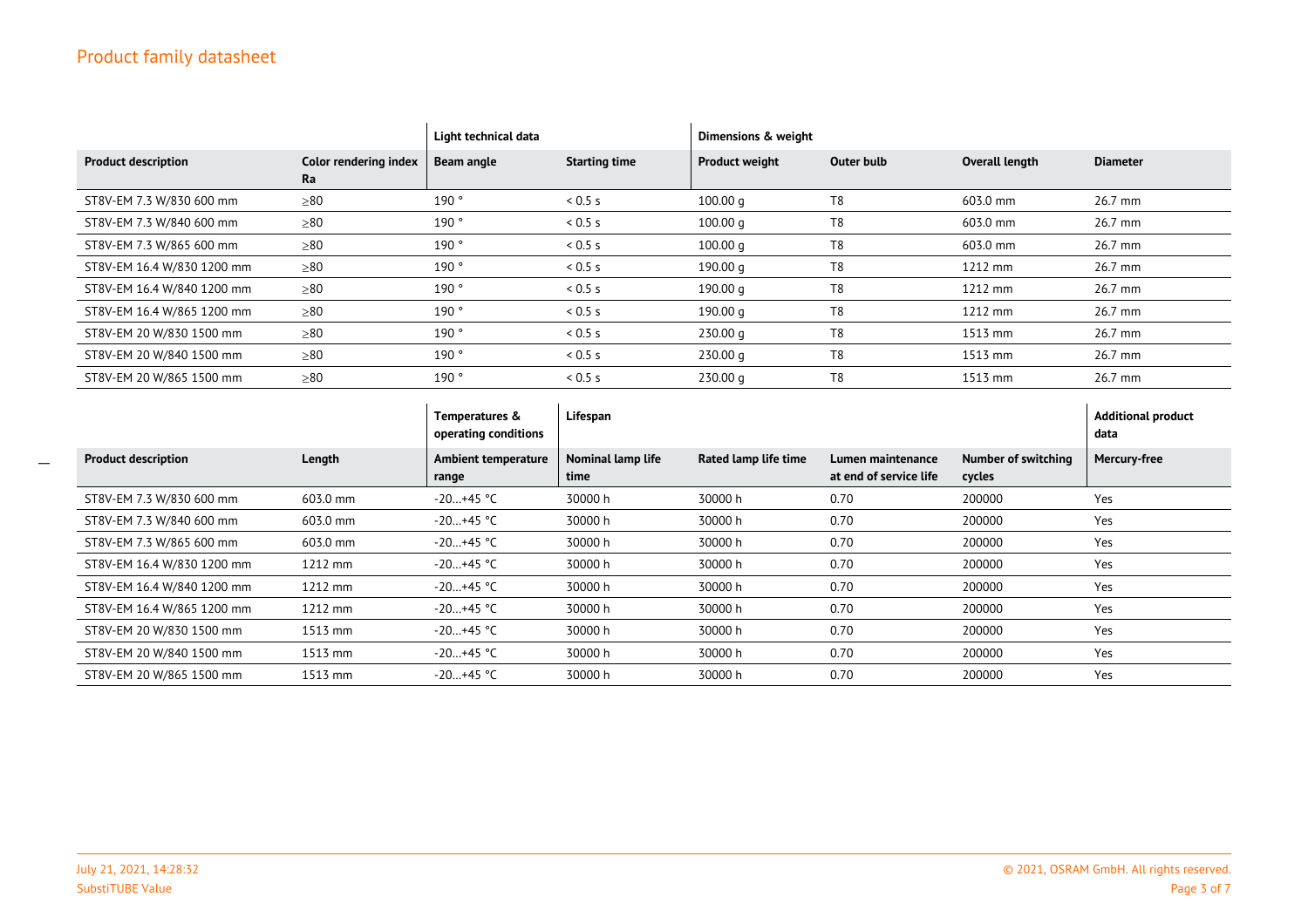| | | Light technical data | | Dimensions & weight | | | |
|---|---|---|---|---|---|---|---|
| **Product description** | **Color rendering index Ra** | **Beam angle** | **Starting time** | **Product weight** | **Outer bulb** | **Overall length** | **Diameter** |
| ST8V-EM 7.3 W/830 600 mm | ≥80 | 190 ° | < 0.5 s | 100.00 g | T8 | 603.0 mm | 26.7 mm |
| ST8V-EM 7.3 W/840 600 mm | ≥80 | 190 ° | < 0.5 s | 100.00 g | T8 | 603.0 mm | 26.7 mm |
| ST8V-EM 7.3 W/865 600 mm | ≥80 | 190 ° | < 0.5 s | 100.00 g | T8 | 603.0 mm | 26.7 mm |
| ST8V-EM 16.4 W/830 1200 mm | ≥80 | 190 ° | < 0.5 s | 190.00 g | T8 | 1212 mm | 26.7 mm |
| ST8V-EM 16.4 W/840 1200 mm | ≥80 | 190 ° | < 0.5 s | 190.00 g | T8 | 1212 mm | 26.7 mm |
| ST8V-EM 16.4 W/865 1200 mm | ≥80 | 190 ° | < 0.5 s | 190.00 g | T8 | 1212 mm | 26.7 mm |
| ST8V-EM 20 W/830 1500 mm | ≥80 | 190 ° | < 0.5 s | 230.00 g | T8 | 1513 mm | 26.7 mm |
| ST8V-EM 20 W/840 1500 mm | ≥80 | 190 ° | < 0.5 s | 230.00 g | T8 | 1513 mm | 26.7 mm |
| ST8V-EM 20 W/865 1500 mm | ≥80 | 190 ° | < 0.5 s | 230.00 g | T8 | 1513 mm | 26.7 mm |

| | | Temperatures & operating conditions | Lifespan | | | | Additional product data |
|---|---|---|---|---|---|---|---|
| **Product description** | **Length** | **Ambient temperature range** | **Nominal lamp life time** | **Rated lamp life time** | **Lumen maintenance at end of service life** | **Number of switching cycles** | **Mercury-free** |
| ST8V-EM 7.3 W/830 600 mm | 603.0 mm | -20…+45 °C | 30000 h | 30000 h | 0.70 | 200000 | Yes |
| ST8V-EM 7.3 W/840 600 mm | 603.0 mm | -20…+45 °C | 30000 h | 30000 h | 0.70 | 200000 | Yes |
| ST8V-EM 7.3 W/865 600 mm | 603.0 mm | -20…+45 °C | 30000 h | 30000 h | 0.70 | 200000 | Yes |
| ST8V-EM 16.4 W/830 1200 mm | 1212 mm | -20…+45 °C | 30000 h | 30000 h | 0.70 | 200000 | Yes |
| ST8V-EM 16.4 W/840 1200 mm | 1212 mm | -20…+45 °C | 30000 h | 30000 h | 0.70 | 200000 | Yes |
| ST8V-EM 16.4 W/865 1200 mm | 1212 mm | -20…+45 °C | 30000 h | 30000 h | 0.70 | 200000 | Yes |
| ST8V-EM 20 W/830 1500 mm | 1513 mm | -20…+45 °C | 30000 h | 30000 h | 0.70 | 200000 | Yes |
| ST8V-EM 20 W/840 1500 mm | 1513 mm | -20…+45 °C | 30000 h | 30000 h | 0.70 | 200000 | Yes |
| ST8V-EM 20 W/865 1500 mm | 1513 mm | -20…+45 °C | 30000 h | 30000 h | 0.70 | 200000 | Yes |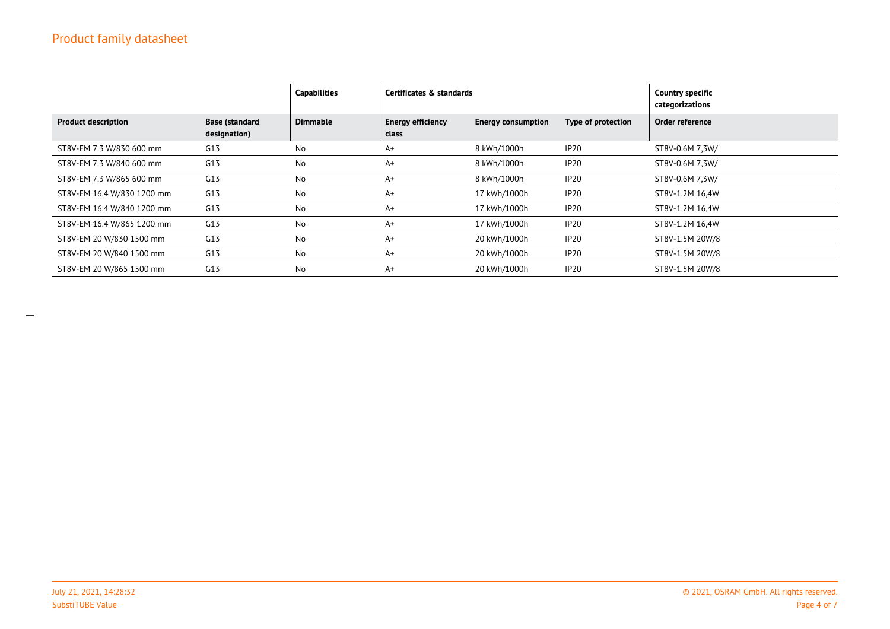# Product family datasheet

| | | Capabilities | Certificates & standards | | | Country specific categorizations |
|---|---|---|---|---|---|---|
| **Product description** | **Base (standard designation)** | **Dimmable** | **Energy efficiency class** | **Energy consumption** | **Type of protection** | **Order reference** |
| ST8V-EM 7.3 W/830 600 mm | G13 | No | A+ | 8 kWh/1000h | IP20 | ST8V-0.6M 7,3W/ |
| ST8V-EM 7.3 W/840 600 mm | G13 | No | A+ | 8 kWh/1000h | IP20 | ST8V-0.6M 7,3W/ |
| ST8V-EM 7.3 W/865 600 mm | G13 | No | A+ | 8 kWh/1000h | IP20 | ST8V-0.6M 7,3W/ |
| ST8V-EM 16.4 W/830 1200 mm | G13 | No | A+ | 17 kWh/1000h | IP20 | ST8V-1.2M 16,4W |
| ST8V-EM 16.4 W/840 1200 mm | G13 | No | A+ | 17 kWh/1000h | IP20 | ST8V-1.2M 16,4W |
| ST8V-EM 16.4 W/865 1200 mm | G13 | No | A+ | 17 kWh/1000h | IP20 | ST8V-1.2M 16,4W |
| ST8V-EM 20 W/830 1500 mm | G13 | No | A+ | 20 kWh/1000h | IP20 | ST8V-1.5M 20W/8 |
| ST8V-EM 20 W/840 1500 mm | G13 | No | A+ | 20 kWh/1000h | IP20 | ST8V-1.5M 20W/8 |
| ST8V-EM 20 W/865 1500 mm | G13 | No | A+ | 20 kWh/1000h | IP20 | ST8V-1.5M 20W/8 |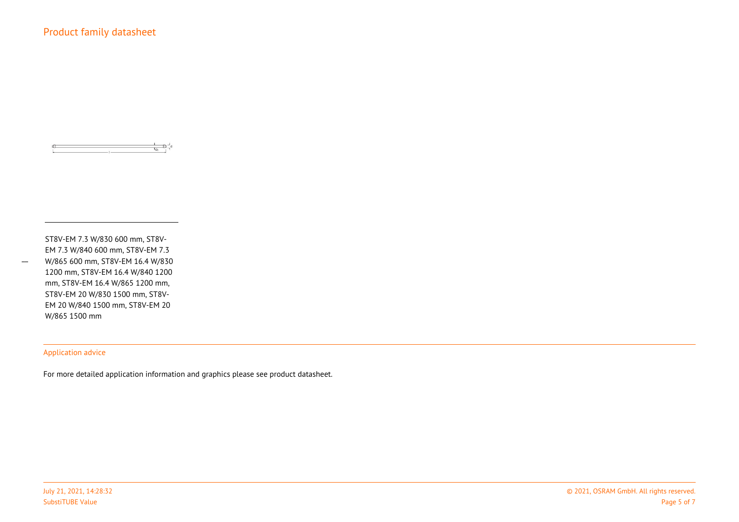ST8V-EM 7.3 W/830 600 mm, ST8V-EM 7.3 W/840 600 mm, ST8V-EM 7.3 W/865 600 mm, ST8V-EM 16.4 W/830 1200 mm, ST8V-EM 16.4 W/840 1200 mm, ST8V-EM 16.4 W/865 1200 mm, ST8V-EM 20 W/830 1500 mm, ST8V-EM 20 W/840 1500 mm, ST8V-EM 20 W/865 1500 mm

## Application advice

For more detailed application information and graphics please see product datasheet.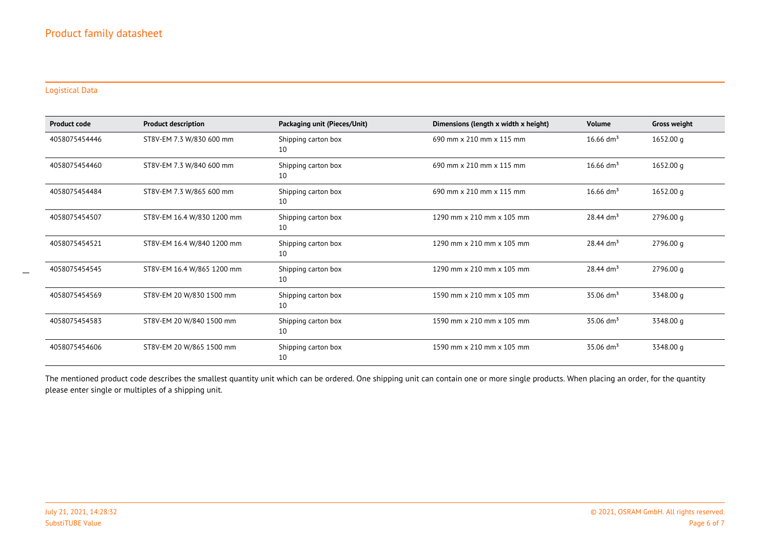## Logistical Data

| Product code | Product description | Packaging unit (Pieces/Unit) | Dimensions (length x width x height) | Volume | Gross weight |
|---|---|---|---|---|---|
| 4058075454446 | ST8V-EM 7.3 W/830 600 mm | Shipping carton box 10 | 690 mm x 210 mm x 115 mm | 16.66 $dm^3$ | 1652.00 g |
| 4058075454460 | ST8V-EM 7.3 W/840 600 mm | Shipping carton box 10 | 690 mm x 210 mm x 115 mm | 16.66 $dm^3$ | 1652.00 g |
| 4058075454484 | ST8V-EM 7.3 W/865 600 mm | Shipping carton box 10 | 690 mm x 210 mm x 115 mm | 16.66 $dm^3$ | 1652.00 g |
| 4058075454507 | ST8V-EM 16.4 W/830 1200 mm | Shipping carton box 10 | 1290 mm x 210 mm x 105 mm | 28.44 $dm^3$ | 2796.00 g |
| 4058075454521 | ST8V-EM 16.4 W/840 1200 mm | Shipping carton box 10 | 1290 mm x 210 mm x 105 mm | 28.44 $dm^3$ | 2796.00 g |
| 4058075454545 | ST8V-EM 16.4 W/865 1200 mm | Shipping carton box 10 | 1290 mm x 210 mm x 105 mm | 28.44 $dm^3$ | 2796.00 g |
| 4058075454569 | ST8V-EM 20 W/830 1500 mm | Shipping carton box 10 | 1590 mm x 210 mm x 105 mm | 35.06 $dm^3$ | 3348.00 g |
| 4058075454583 | ST8V-EM 20 W/840 1500 mm | Shipping carton box 10 | 1590 mm x 210 mm x 105 mm | 35.06 $dm^3$ | 3348.00 g |
| 4058075454606 | ST8V-EM 20 W/865 1500 mm | Shipping carton box 10 | 1590 mm x 210 mm x 105 mm | 35.06 $dm^3$ | 3348.00 g |

The mentioned product code describes the smallest quantity unit which can be ordered. One shipping unit can contain one or more single products. When placing an order, for the quantity please enter single or multiples of a shipping unit.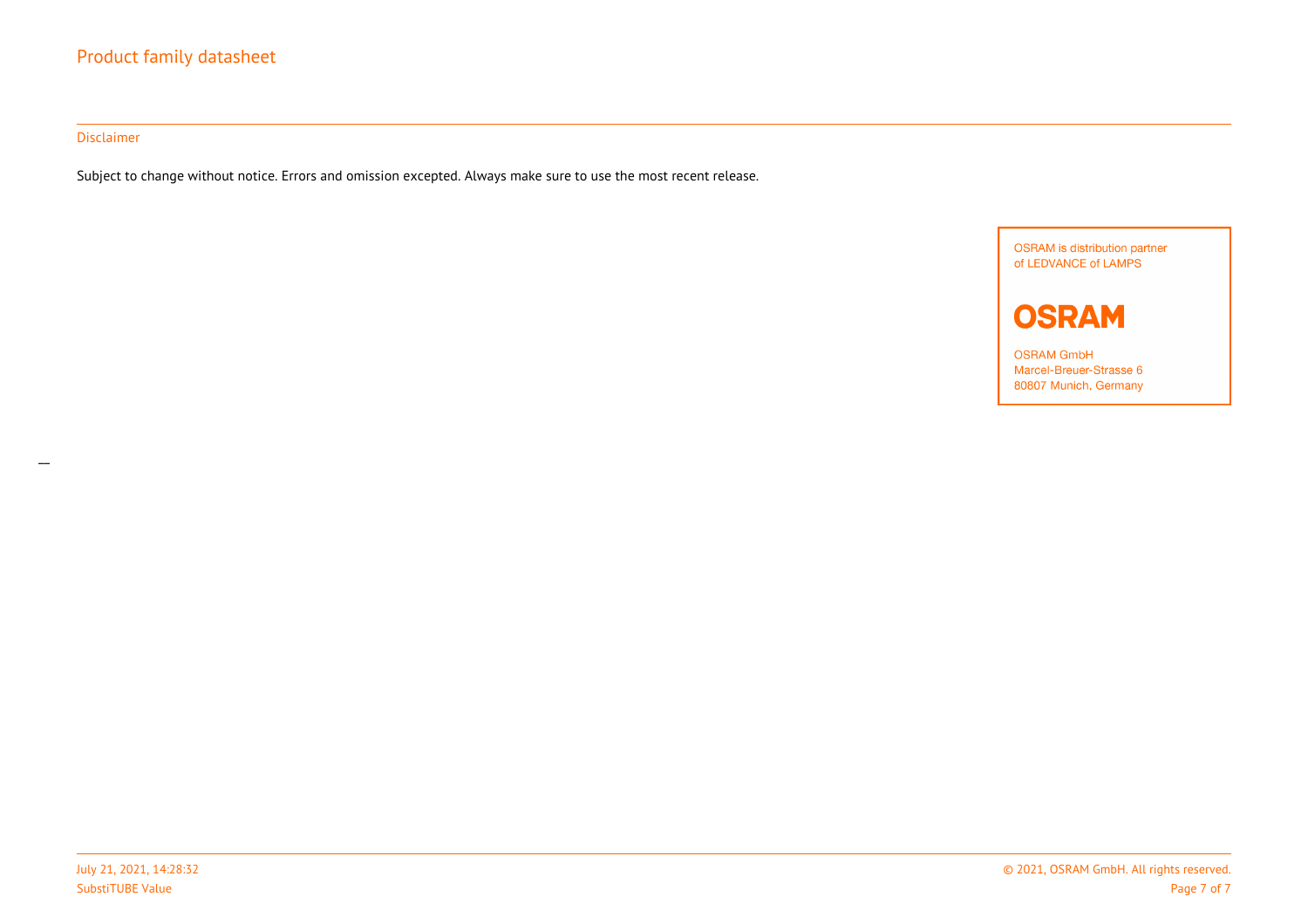## Disclaimer

Subject to change without notice. Errors and omission excepted. Always make sure to use the most recent release.

OSRAM is distribution partner
of LEDVANCE of LAMPS

**OSRAM**

OSRAM GmbH
Marcel-Breuer-Strasse 6
80807 Munich, Germany